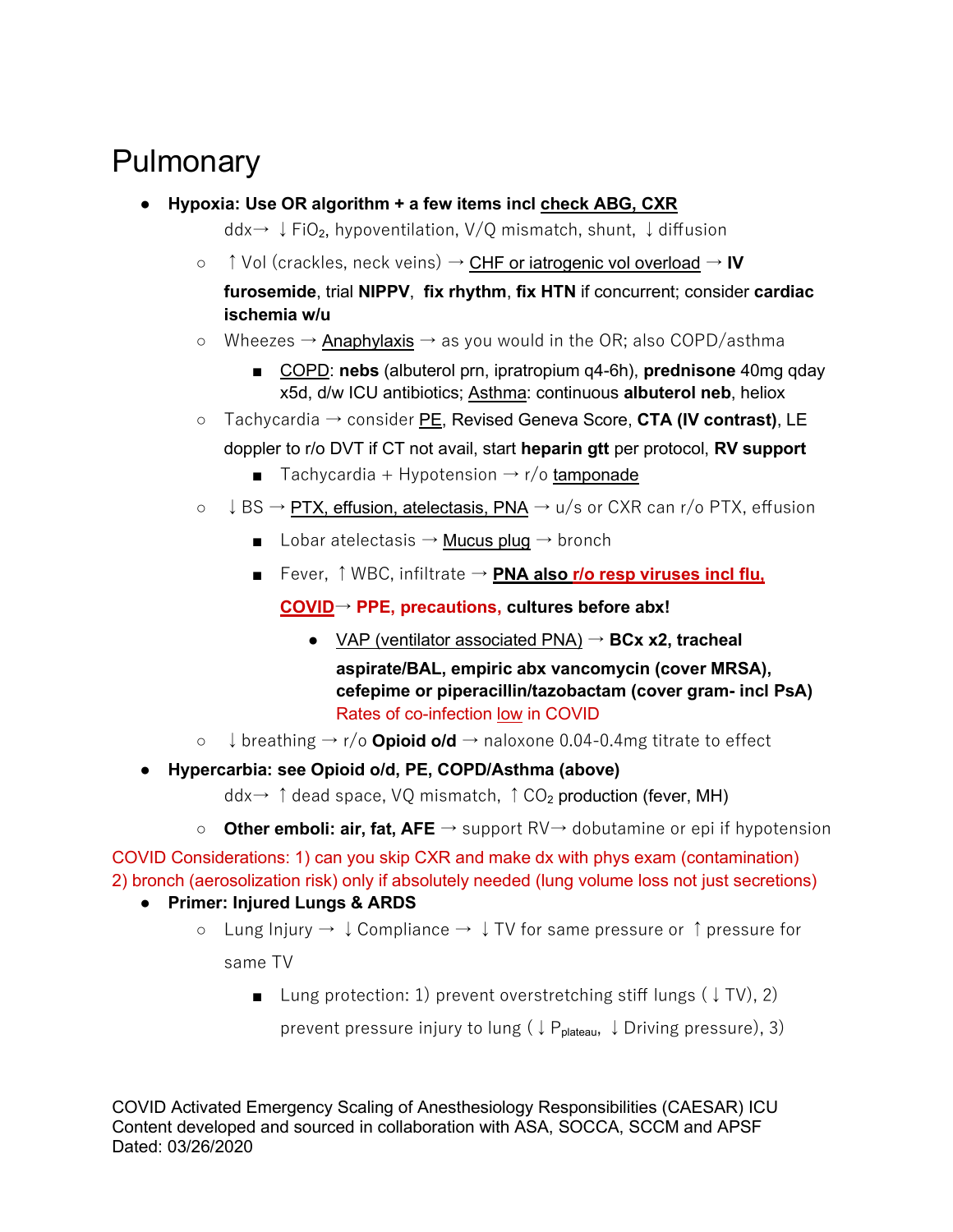# Pulmonary

- **Hypoxia: Use OR algorithm + a few items incl check ABG, CXR**

  ddx→ ↓ $FiO_2$, hypoventilation, V/Q mismatch, shunt, ↓ diffusion

  - ↑ Vol (crackles, neck veins) → CHF or iatrogenic vol overload → **IV furosemide**, trial **NIPPV**, **fix rhythm**, **fix HTN** if concurrent; consider **cardiac ischemia w/u**
  - Wheezes → Anaphylaxis → as you would in the OR; also COPD/asthma
    - COPD: **nebs** (albuterol prn, ipratropium q4-6h), **prednisone** 40mg qday x5d, d/w ICU antibiotics; Asthma: continuous **albuterol neb**, heliox
  - Tachycardia → consider PE, Revised Geneva Score, **CTA (IV contrast)**, LE doppler to r/o DVT if CT not avail, start **heparin gtt** per protocol, **RV support**
    - Tachycardia + Hypotension → r/o tamponade
  - ↓ BS → PTX, effusion, atelectasis, PNA → u/s or CXR can r/o PTX, effusion
    - Lobar atelectasis → Mucus plug → bronch
    - Fever, ↑ WBC, infiltrate → **PNA also r/o resp viruses incl flu, COVID→ PPE, precautions, cultures before abx!**
      - VAP (ventilator associated PNA) → **BCx x2, tracheal aspirate/BAL, empiric abx vancomycin (cover MRSA), cefepime or piperacillin/tazobactam (cover gram- incl PsA)** Rates of co-infection low in COVID
  - ↓ breathing → r/o **Opioid o/d** → naloxone 0.04-0.4mg titrate to effect

- **Hypercarbia: see Opioid o/d, PE, COPD/Asthma (above)**

  ddx→ ↑ dead space, VQ mismatch, ↑ $CO_2$ production (fever, MH)

  - **Other emboli: air, fat, AFE** → support RV→ dobutamine or epi if hypotension

COVID Considerations: 1) can you skip CXR and make dx with phys exam (contamination) 2) bronch (aerosolization risk) only if absolutely needed (lung volume loss not just secretions)

- **Primer: Injured Lungs & ARDS**
  - Lung Injury → ↓ Compliance → ↓ TV for same pressure or ↑ pressure for same TV
    - Lung protection: 1) prevent overstretching stiff lungs (↓ TV), 2) prevent pressure injury to lung (↓ $P_{plateau}$, ↓ Driving pressure), 3)

COVID Activated Emergency Scaling of Anesthesiology Responsibilities (CAESAR) ICU
Content developed and sourced in collaboration with ASA, SOCCA, SCCM and APSF
Dated: 03/26/2020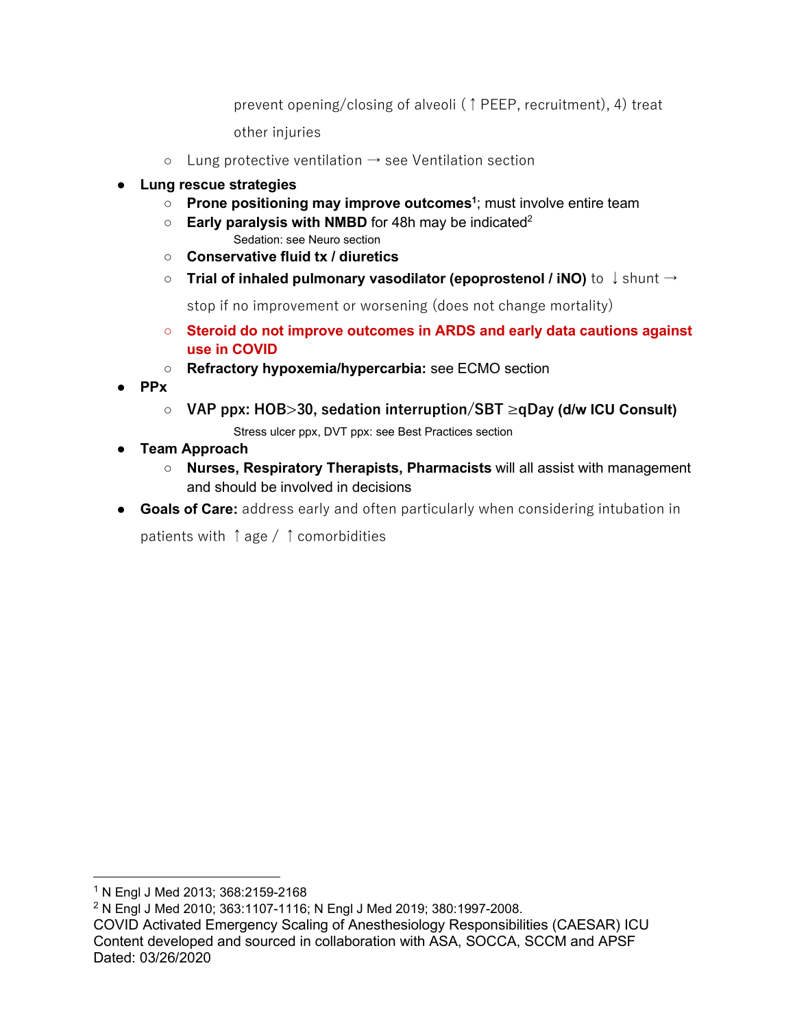prevent opening/closing of alveoli (↑PEEP, recruitment), 4) treat other injuries

- Lung protective ventilation → see Ventilation section

- **Lung rescue strategies**
  - **Prone positioning may improve outcomes**[1]; must involve entire team
  - **Early paralysis with NMBD** for 48h may be indicated[2]
    - Sedation: see Neuro section
  - **Conservative fluid tx / diuretics**
  - **Trial of inhaled pulmonary vasodilator (epoprostenol / iNO)** to ↓shunt → stop if no improvement or worsening (does not change mortality)
  - **Steroid do not improve outcomes in ARDS and early data cautions against use in COVID**
  - **Refractory hypoxemia/hypercarbia:** see ECMO section
- **PPx**
  - **VAP ppx: HOB>30, sedation interruption/SBT ≥qDay (d/w ICU Consult)**
    - Stress ulcer ppx, DVT ppx: see Best Practices section
- **Team Approach**
  - **Nurses, Respiratory Therapists, Pharmacists** will all assist with management and should be involved in decisions
- **Goals of Care:** address early and often particularly when considering intubation in patients with ↑age / ↑comorbidities

---

[1] N Engl J Med 2013; 368:2159-2168

[2] N Engl J Med 2010; 363:1107-1116; N Engl J Med 2019; 380:1997-2008.

COVID Activated Emergency Scaling of Anesthesiology Responsibilities (CAESAR) ICU
Content developed and sourced in collaboration with ASA, SOCCA, SCCM and APSF
Dated: 03/26/2020